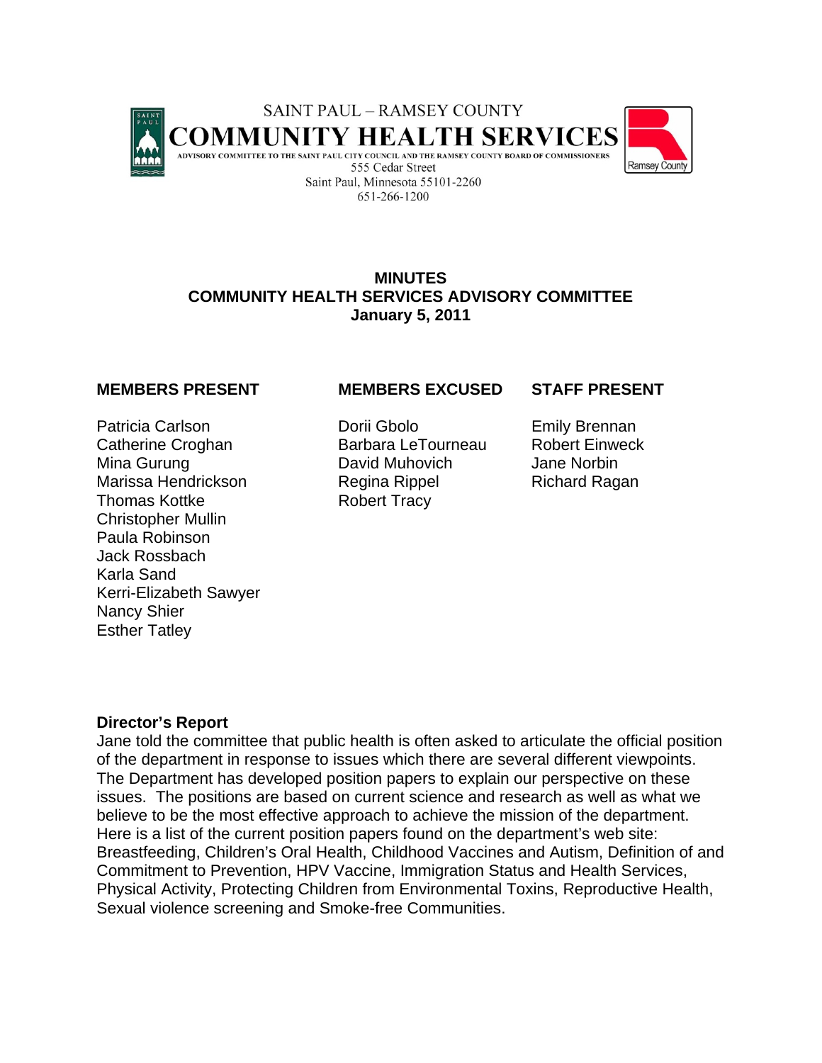SAINT PAUL – RAMSEY COUNTY

# COMMUNITY HEALTH SERVICES

ADVISORY COMMITTEE TO THE SAINT PAUL CITY COUNCIL AND THE RAMSEY COUNTY BOARD OF COMMISSIONERS

555 Cedar Street
Saint Paul, Minnesota 55101-2260
651-266-1200

Ramsey County

## MINUTES
## COMMUNITY HEALTH SERVICES ADVISORY COMMITTEE
## January 5, 2011

| MEMBERS PRESENT | MEMBERS EXCUSED | STAFF PRESENT |
| --- | --- | --- |
| Patricia Carlson | Dorii Gbolo | Emily Brennan |
| Catherine Croghan | Barbara LeTourneau | Robert Einweck |
| Mina Gurung | David Muhovich | Jane Norbin |
| Marissa Hendrickson | Regina Rippel | Richard Ragan |
| Thomas Kottke | Robert Tracy | |
| Christopher Mullin | | |
| Paula Robinson | | |
| Jack Rossbach | | |
| Karla Sand | | |
| Kerri-Elizabeth Sawyer | | |
| Nancy Shier | | |
| Esther Tatley | | |

**Director's Report**

Jane told the committee that public health is often asked to articulate the official position of the department in response to issues which there are several different viewpoints. The Department has developed position papers to explain our perspective on these issues. The positions are based on current science and research as well as what we believe to be the most effective approach to achieve the mission of the department. Here is a list of the current position papers found on the department's web site: Breastfeeding, Children's Oral Health, Childhood Vaccines and Autism, Definition of and Commitment to Prevention, HPV Vaccine, Immigration Status and Health Services, Physical Activity, Protecting Children from Environmental Toxins, Reproductive Health, Sexual violence screening and Smoke-free Communities.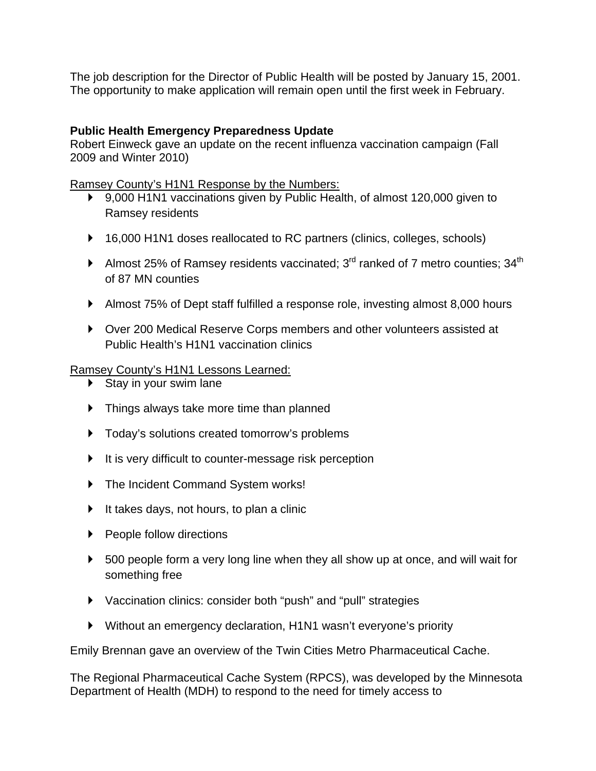The job description for the Director of Public Health will be posted by January 15, 2001. The opportunity to make application will remain open until the first week in February.

**Public Health Emergency Preparedness Update**
Robert Einweck gave an update on the recent influenza vaccination campaign (Fall 2009 and Winter 2010)

Ramsey County's H1N1 Response by the Numbers:

- 9,000 H1N1 vaccinations given by Public Health, of almost 120,000 given to Ramsey residents
- 16,000 H1N1 doses reallocated to RC partners (clinics, colleges, schools)
- Almost 25% of Ramsey residents vaccinated; 3rd ranked of 7 metro counties; 34th of 87 MN counties
- Almost 75% of Dept staff fulfilled a response role, investing almost 8,000 hours
- Over 200 Medical Reserve Corps members and other volunteers assisted at Public Health's H1N1 vaccination clinics

Ramsey County's H1N1 Lessons Learned:

- Stay in your swim lane
- Things always take more time than planned
- Today's solutions created tomorrow's problems
- It is very difficult to counter-message risk perception
- The Incident Command System works!
- It takes days, not hours, to plan a clinic
- People follow directions
- 500 people form a very long line when they all show up at once, and will wait for something free
- Vaccination clinics: consider both "push" and "pull" strategies
- Without an emergency declaration, H1N1 wasn't everyone's priority

Emily Brennan gave an overview of the Twin Cities Metro Pharmaceutical Cache.

The Regional Pharmaceutical Cache System (RPCS), was developed by the Minnesota Department of Health (MDH) to respond to the need for timely access to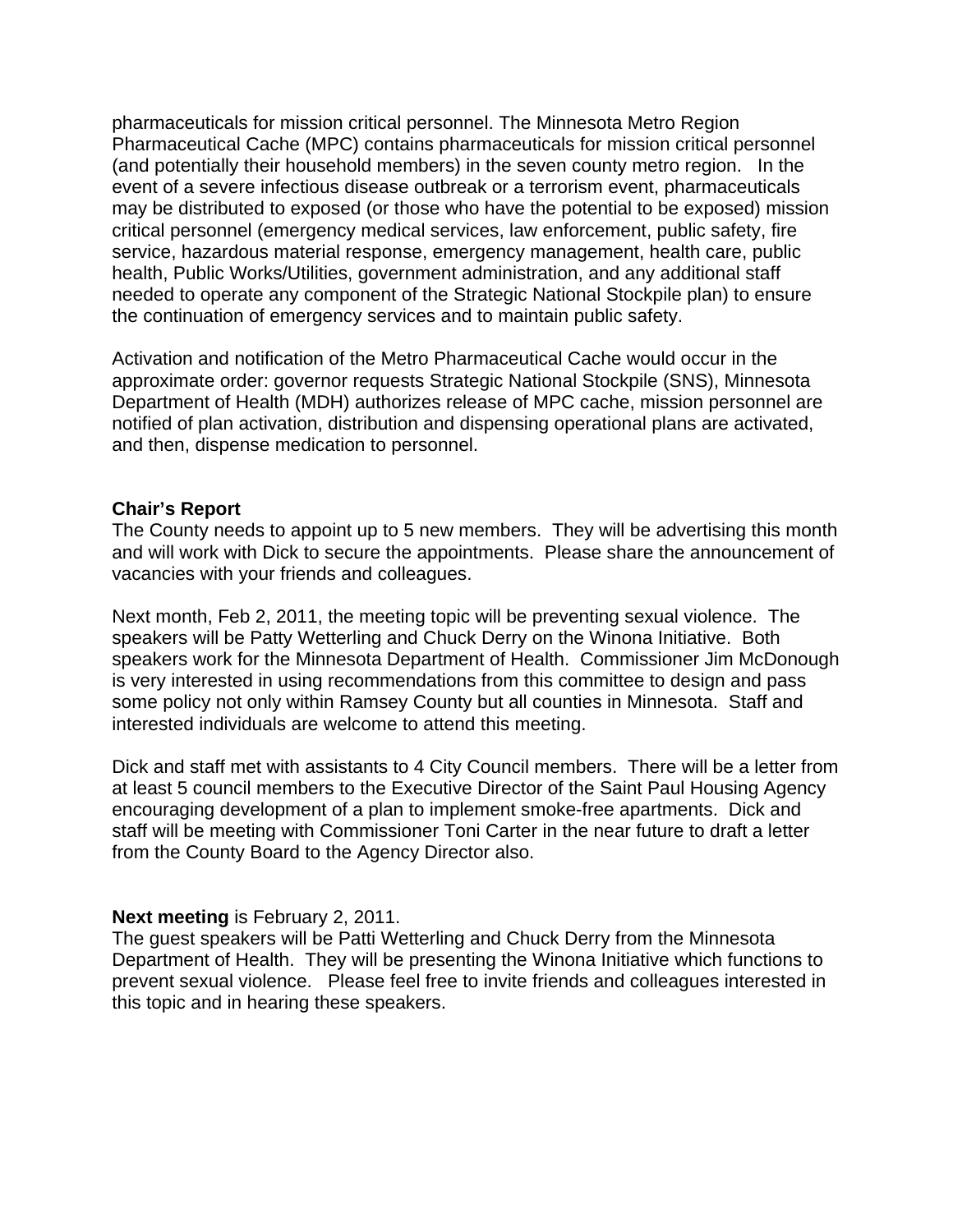pharmaceuticals for mission critical personnel. The Minnesota Metro Region Pharmaceutical Cache (MPC) contains pharmaceuticals for mission critical personnel (and potentially their household members) in the seven county metro region. In the event of a severe infectious disease outbreak or a terrorism event, pharmaceuticals may be distributed to exposed (or those who have the potential to be exposed) mission critical personnel (emergency medical services, law enforcement, public safety, fire service, hazardous material response, emergency management, health care, public health, Public Works/Utilities, government administration, and any additional staff needed to operate any component of the Strategic National Stockpile plan) to ensure the continuation of emergency services and to maintain public safety.

Activation and notification of the Metro Pharmaceutical Cache would occur in the approximate order: governor requests Strategic National Stockpile (SNS), Minnesota Department of Health (MDH) authorizes release of MPC cache, mission personnel are notified of plan activation, distribution and dispensing operational plans are activated, and then, dispense medication to personnel.

**Chair's Report**
The County needs to appoint up to 5 new members. They will be advertising this month and will work with Dick to secure the appointments. Please share the announcement of vacancies with your friends and colleagues.

Next month, Feb 2, 2011, the meeting topic will be preventing sexual violence. The speakers will be Patty Wetterling and Chuck Derry on the Winona Initiative. Both speakers work for the Minnesota Department of Health. Commissioner Jim McDonough is very interested in using recommendations from this committee to design and pass some policy not only within Ramsey County but all counties in Minnesota. Staff and interested individuals are welcome to attend this meeting.

Dick and staff met with assistants to 4 City Council members. There will be a letter from at least 5 council members to the Executive Director of the Saint Paul Housing Agency encouraging development of a plan to implement smoke-free apartments. Dick and staff will be meeting with Commissioner Toni Carter in the near future to draft a letter from the County Board to the Agency Director also.

**Next meeting** is February 2, 2011.
The guest speakers will be Patti Wetterling and Chuck Derry from the Minnesota Department of Health. They will be presenting the Winona Initiative which functions to prevent sexual violence. Please feel free to invite friends and colleagues interested in this topic and in hearing these speakers.